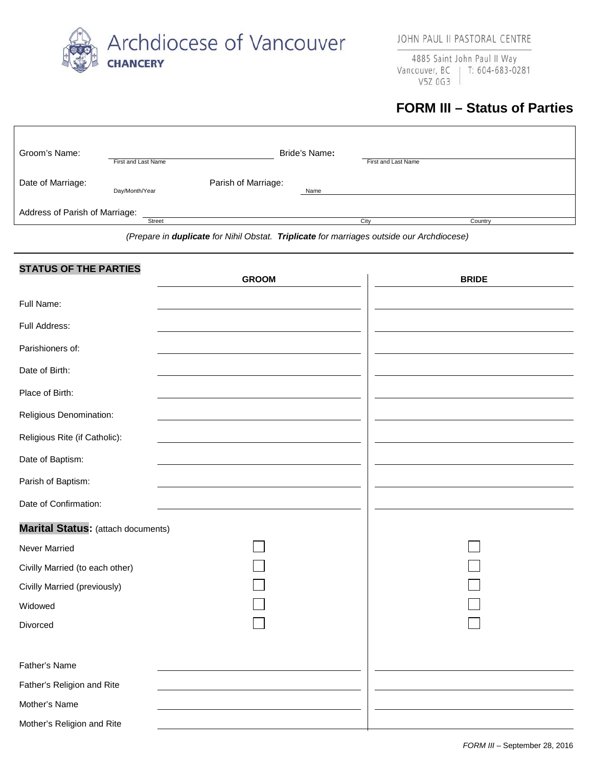Archdiocese of Vancouver
**CHANCERY**

JOHN PAUL II PASTORAL CENTRE

4885 Saint John Paul II Way
Vancouver, BC V5Z 0G3 | T: 604-683-0281

# FORM III – Status of Parties

Groom's Name: ______________________ (First and Last Name) Bride's Name**:** ______________________ (First and Last Name)

Date of Marriage: ______________ (Day/Month/Year) Parish of Marriage: ______________________ (Name)

Address of Parish of Marriage: ______________________ (Street) ______________ (City) ______________ (Country)

*(Prepare in **duplicate** for Nihil Obstat. **Triplicate** for marriages outside our Archdiocese)*

## STATUS OF THE PARTIES

| | GROOM | BRIDE |
|---|---|---|
| Full Name: | | |
| Full Address: | | |
| Parishioners of: | | |
| Date of Birth: | | |
| Place of Birth: | | |
| Religious Denomination: | | |
| Religious Rite (if Catholic): | | |
| Date of Baptism: | | |
| Parish of Baptism: | | |
| Date of Confirmation: | | |

**Marital Status:** (attach documents)

| | GROOM | BRIDE |
|---|---|---|
| Never Married | ☐ | ☐ |
| Civilly Married (to each other) | ☐ | ☐ |
| Civilly Married (previously) | ☐ | ☐ |
| Widowed | ☐ | ☐ |
| Divorced | ☐ | ☐ |

| | GROOM | BRIDE |
|---|---|---|
| Father's Name | | |
| Father's Religion and Rite | | |
| Mother's Name | | |
| Mother's Religion and Rite | | |

*FORM III* – September 28, 2016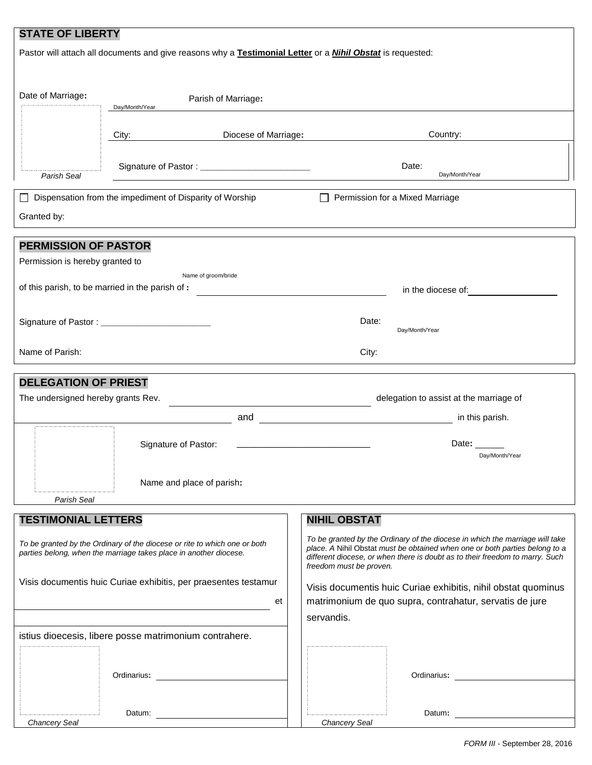## STATE OF LIBERTY

Pastor will attach all documents and give reasons why a **Testimonial Letter** or a ***Nihil Obstat*** is requested:

Date of Marriage: Day/Month/Year Parish of Marriage:

City: Diocese of Marriage: Country:

Signature of Pastor : _______________________ Date: Day/Month/Year

Parish Seal

☐ Dispensation from the impediment of Disparity of Worship ☐ Permission for a Mixed Marriage

Granted by:

## PERMISSION OF PASTOR

Permission is hereby granted to

Name of groom/bride

of this parish, to be married in the parish of : _______________ in the diocese of: _______________

Signature of Pastor : _______________________ Date: Day/Month/Year

Name of Parish: City:

## DELEGATION OF PRIEST

The undersigned hereby grants Rev. _______________ delegation to assist at the marriage of

_______________ and _______________ in this parish.

Signature of Pastor: _______________ Date: ______ Day/Month/Year

Name and place of parish:

Parish Seal

## TESTIMONIAL LETTERS

*To be granted by the Ordinary of the diocese or rite to which one or both parties belong, when the marriage takes place in another diocese.*

Visis documentis huic Curiae exhibitis, per praesentes testamur

_______________ et

_______________

istius dioecesis, libere posse matrimonium contrahere.

Ordinarius: _______________

Datum: _______________

Chancery Seal

## NIHIL OBSTAT

*To be granted by the Ordinary of the diocese in which the marriage will take place. A* Nihil Obstat *must be obtained when one or both parties belong to a different diocese, or when there is doubt as to their freedom to marry. Such freedom must be proven.*

Visis documentis huic Curiae exhibitis, nihil obstat quominus matrimonium de quo supra, contrahatur, servatis de jure servandis.

Ordinarius: _______________

Datum: _______________

Chancery Seal

*FORM III* - September 28, 2016